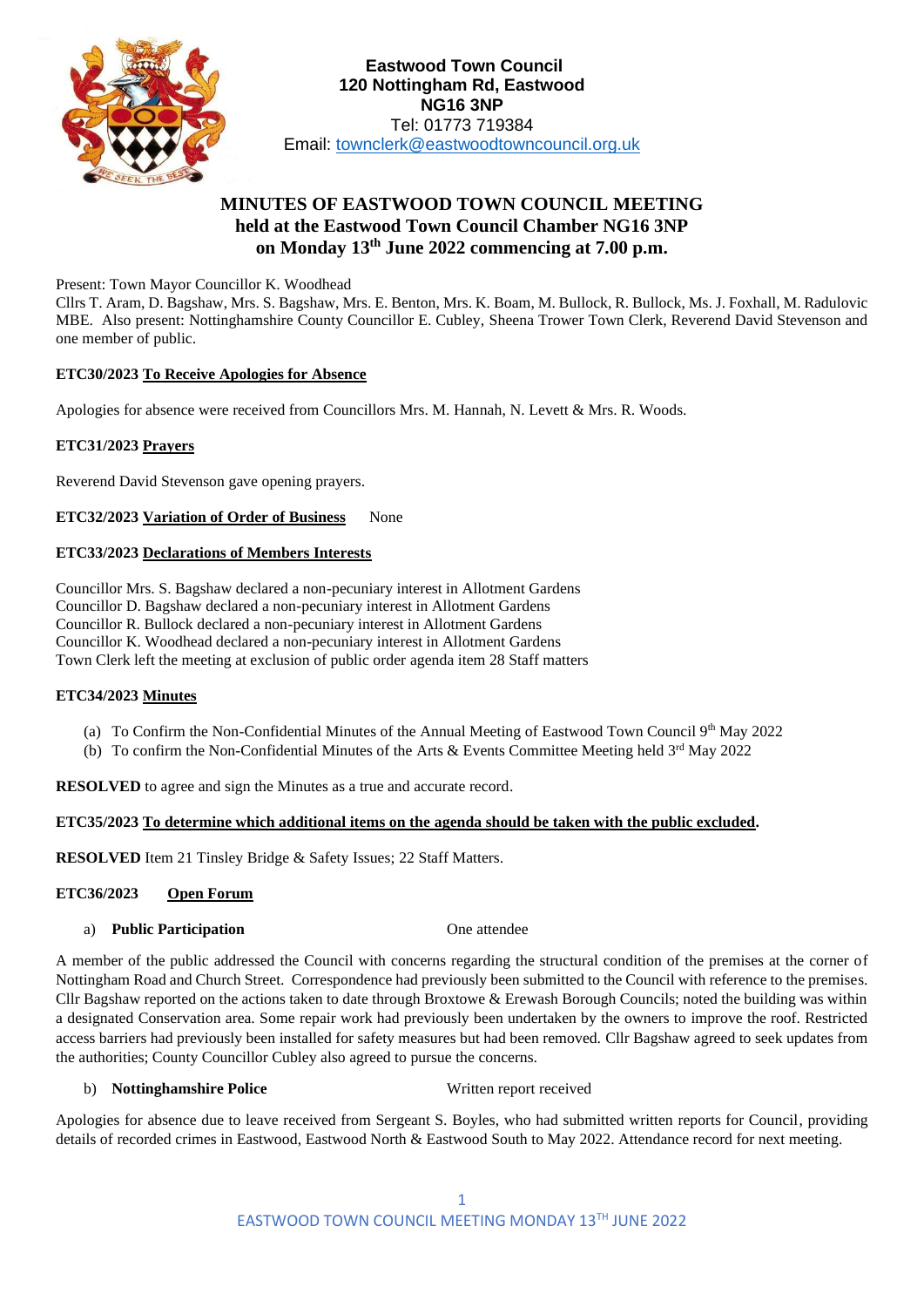**Eastwood Town Council**
**120 Nottingham Rd, Eastwood**
**NG16 3NP**
Tel: 01773 719384
Email: townclerk@eastwoodtowncouncil.org.uk

# MINUTES OF EASTWOOD TOWN COUNCIL MEETING held at the Eastwood Town Council Chamber NG16 3NP on Monday 13th June 2022 commencing at 7.00 p.m.

Present: Town Mayor Councillor K. Woodhead
Cllrs T. Aram, D. Bagshaw, Mrs. S. Bagshaw, Mrs. E. Benton, Mrs. K. Boam, M. Bullock, R. Bullock, Ms. J. Foxhall, M. Radulovic MBE. Also present: Nottinghamshire County Councillor E. Cubley, Sheena Trower Town Clerk, Reverend David Stevenson and one member of public.

**ETC30/2023 To Receive Apologies for Absence**

Apologies for absence were received from Councillors Mrs. M. Hannah, N. Levett & Mrs. R. Woods.

**ETC31/2023 Prayers**

Reverend David Stevenson gave opening prayers.

**ETC32/2023 Variation of Order of Business** None

**ETC33/2023 Declarations of Members Interests**

Councillor Mrs. S. Bagshaw declared a non-pecuniary interest in Allotment Gardens
Councillor D. Bagshaw declared a non-pecuniary interest in Allotment Gardens
Councillor R. Bullock declared a non-pecuniary interest in Allotment Gardens
Councillor K. Woodhead declared a non-pecuniary interest in Allotment Gardens
Town Clerk left the meeting at exclusion of public order agenda item 28 Staff matters

**ETC34/2023 Minutes**

(a) To Confirm the Non-Confidential Minutes of the Annual Meeting of Eastwood Town Council 9th May 2022
(b) To confirm the Non-Confidential Minutes of the Arts & Events Committee Meeting held 3rd May 2022

**RESOLVED** to agree and sign the Minutes as a true and accurate record.

**ETC35/2023 To determine which additional items on the agenda should be taken with the public excluded.**

**RESOLVED** Item 21 Tinsley Bridge & Safety Issues; 22 Staff Matters.

**ETC36/2023 Open Forum**

a) **Public Participation** One attendee

A member of the public addressed the Council with concerns regarding the structural condition of the premises at the corner of Nottingham Road and Church Street. Correspondence had previously been submitted to the Council with reference to the premises. Cllr Bagshaw reported on the actions taken to date through Broxtowe & Erewash Borough Councils; noted the building was within a designated Conservation area. Some repair work had previously been undertaken by the owners to improve the roof. Restricted access barriers had previously been installed for safety measures but had been removed. Cllr Bagshaw agreed to seek updates from the authorities; County Councillor Cubley also agreed to pursue the concerns.

b) **Nottinghamshire Police** Written report received

Apologies for absence due to leave received from Sergeant S. Boyles, who had submitted written reports for Council, providing details of recorded crimes in Eastwood, Eastwood North & Eastwood South to May 2022. Attendance record for next meeting.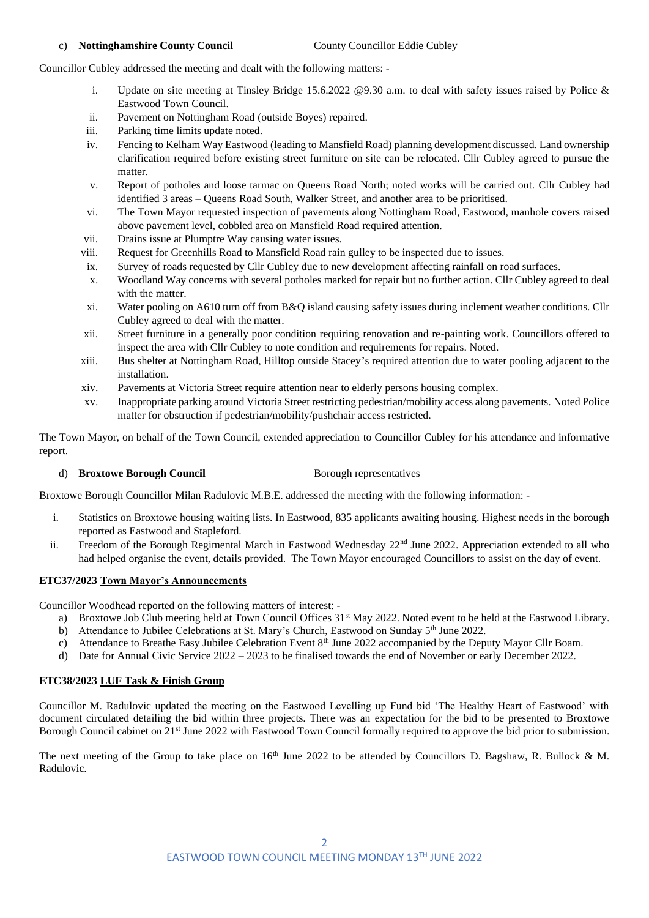c) **Nottinghamshire County Council** County Councillor Eddie Cubley

Councillor Cubley addressed the meeting and dealt with the following matters: -

i. Update on site meeting at Tinsley Bridge 15.6.2022 @9.30 a.m. to deal with safety issues raised by Police & Eastwood Town Council.
ii. Pavement on Nottingham Road (outside Boyes) repaired.
iii. Parking time limits update noted.
iv. Fencing to Kelham Way Eastwood (leading to Mansfield Road) planning development discussed. Land ownership clarification required before existing street furniture on site can be relocated. Cllr Cubley agreed to pursue the matter.
v. Report of potholes and loose tarmac on Queens Road North; noted works will be carried out. Cllr Cubley had identified 3 areas – Queens Road South, Walker Street, and another area to be prioritised.
vi. The Town Mayor requested inspection of pavements along Nottingham Road, Eastwood, manhole covers raised above pavement level, cobbled area on Mansfield Road required attention.
vii. Drains issue at Plumptre Way causing water issues.
viii. Request for Greenhills Road to Mansfield Road rain gulley to be inspected due to issues.
ix. Survey of roads requested by Cllr Cubley due to new development affecting rainfall on road surfaces.
x. Woodland Way concerns with several potholes marked for repair but no further action. Cllr Cubley agreed to deal with the matter.
xi. Water pooling on A610 turn off from B&Q island causing safety issues during inclement weather conditions. Cllr Cubley agreed to deal with the matter.
xii. Street furniture in a generally poor condition requiring renovation and re-painting work. Councillors offered to inspect the area with Cllr Cubley to note condition and requirements for repairs. Noted.
xiii. Bus shelter at Nottingham Road, Hilltop outside Stacey's required attention due to water pooling adjacent to the installation.
xiv. Pavements at Victoria Street require attention near to elderly persons housing complex.
xv. Inappropriate parking around Victoria Street restricting pedestrian/mobility access along pavements. Noted Police matter for obstruction if pedestrian/mobility/pushchair access restricted.

The Town Mayor, on behalf of the Town Council, extended appreciation to Councillor Cubley for his attendance and informative report.

d) **Broxtowe Borough Council** Borough representatives

Broxtowe Borough Councillor Milan Radulovic M.B.E. addressed the meeting with the following information: -

i. Statistics on Broxtowe housing waiting lists. In Eastwood, 835 applicants awaiting housing. Highest needs in the borough reported as Eastwood and Stapleford.
ii. Freedom of the Borough Regimental March in Eastwood Wednesday 22nd June 2022. Appreciation extended to all who had helped organise the event, details provided. The Town Mayor encouraged Councillors to assist on the day of event.

**ETC37/2023 Town Mayor's Announcements**

Councillor Woodhead reported on the following matters of interest: -

a) Broxtowe Job Club meeting held at Town Council Offices 31st May 2022. Noted event to be held at the Eastwood Library.
b) Attendance to Jubilee Celebrations at St. Mary's Church, Eastwood on Sunday 5th June 2022.
c) Attendance to Breathe Easy Jubilee Celebration Event 8th June 2022 accompanied by the Deputy Mayor Cllr Boam.
d) Date for Annual Civic Service 2022 – 2023 to be finalised towards the end of November or early December 2022.

**ETC38/2023 LUF Task & Finish Group**

Councillor M. Radulovic updated the meeting on the Eastwood Levelling up Fund bid 'The Healthy Heart of Eastwood' with document circulated detailing the bid within three projects. There was an expectation for the bid to be presented to Broxtowe Borough Council cabinet on 21st June 2022 with Eastwood Town Council formally required to approve the bid prior to submission.

The next meeting of the Group to take place on 16th June 2022 to be attended by Councillors D. Bagshaw, R. Bullock & M. Radulovic.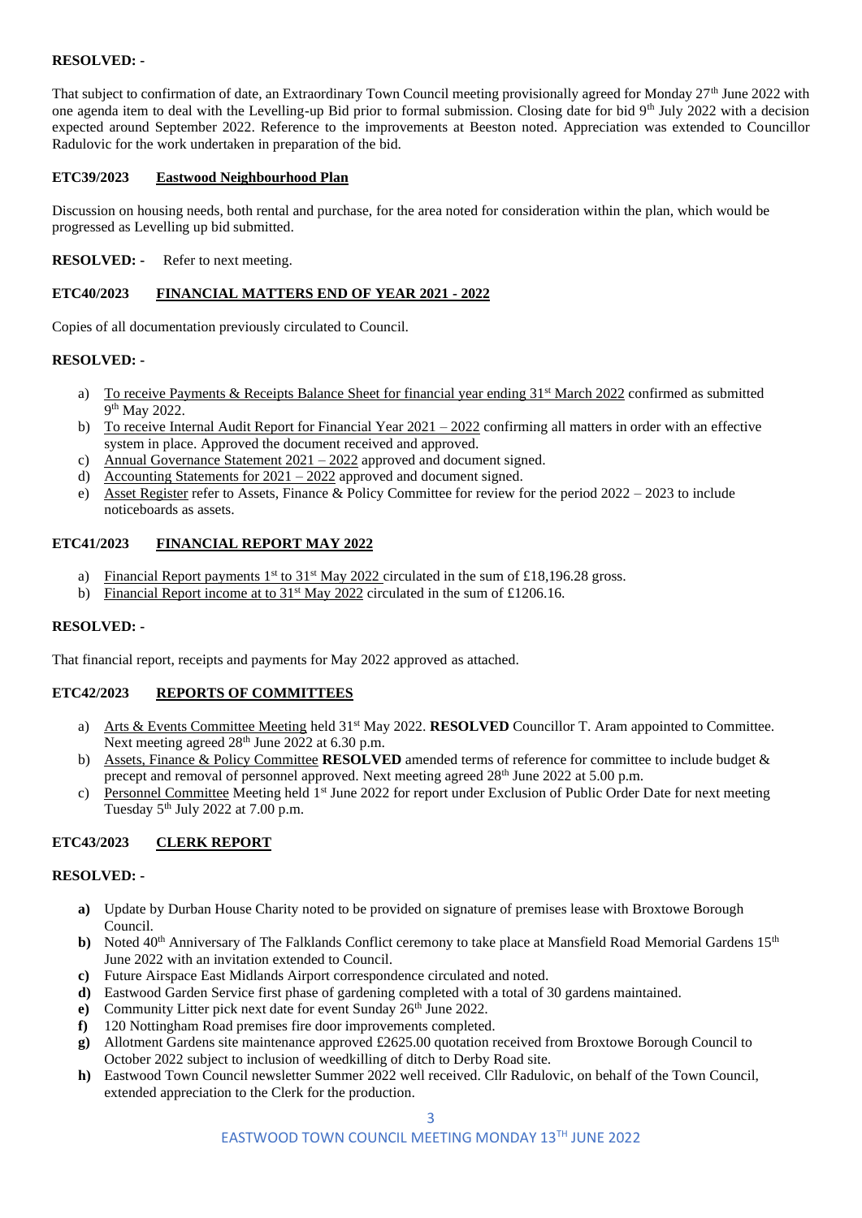**RESOLVED: -**

That subject to confirmation of date, an Extraordinary Town Council meeting provisionally agreed for Monday 27th June 2022 with one agenda item to deal with the Levelling-up Bid prior to formal submission. Closing date for bid 9th July 2022 with a decision expected around September 2022. Reference to the improvements at Beeston noted. Appreciation was extended to Councillor Radulovic for the work undertaken in preparation of the bid.

**ETC39/2023 Eastwood Neighbourhood Plan**

Discussion on housing needs, both rental and purchase, for the area noted for consideration within the plan, which would be progressed as Levelling up bid submitted.

**RESOLVED: -** Refer to next meeting.

**ETC40/2023 FINANCIAL MATTERS END OF YEAR 2021 - 2022**

Copies of all documentation previously circulated to Council.

**RESOLVED: -**

a) To receive Payments & Receipts Balance Sheet for financial year ending 31st March 2022 confirmed as submitted 9th May 2022.
b) To receive Internal Audit Report for Financial Year 2021 – 2022 confirming all matters in order with an effective system in place. Approved the document received and approved.
c) Annual Governance Statement 2021 – 2022 approved and document signed.
d) Accounting Statements for 2021 – 2022 approved and document signed.
e) Asset Register refer to Assets, Finance & Policy Committee for review for the period 2022 – 2023 to include noticeboards as assets.

**ETC41/2023 FINANCIAL REPORT MAY 2022**

a) Financial Report payments 1st to 31st May 2022 circulated in the sum of £18,196.28 gross.
b) Financial Report income at to 31st May 2022 circulated in the sum of £1206.16.

**RESOLVED: -**

That financial report, receipts and payments for May 2022 approved as attached.

**ETC42/2023 REPORTS OF COMMITTEES**

a) Arts & Events Committee Meeting held 31st May 2022. **RESOLVED** Councillor T. Aram appointed to Committee. Next meeting agreed 28th June 2022 at 6.30 p.m.
b) Assets, Finance & Policy Committee **RESOLVED** amended terms of reference for committee to include budget & precept and removal of personnel approved. Next meeting agreed 28th June 2022 at 5.00 p.m.
c) Personnel Committee Meeting held 1st June 2022 for report under Exclusion of Public Order Date for next meeting Tuesday 5th July 2022 at 7.00 p.m.

**ETC43/2023 CLERK REPORT**

**RESOLVED: -**

**a)** Update by Durban House Charity noted to be provided on signature of premises lease with Broxtowe Borough Council.
**b)** Noted 40th Anniversary of The Falklands Conflict ceremony to take place at Mansfield Road Memorial Gardens 15th June 2022 with an invitation extended to Council.
**c)** Future Airspace East Midlands Airport correspondence circulated and noted.
**d)** Eastwood Garden Service first phase of gardening completed with a total of 30 gardens maintained.
**e)** Community Litter pick next date for event Sunday 26th June 2022.
**f)** 120 Nottingham Road premises fire door improvements completed.
**g)** Allotment Gardens site maintenance approved £2625.00 quotation received from Broxtowe Borough Council to October 2022 subject to inclusion of weedkilling of ditch to Derby Road site.
**h)** Eastwood Town Council newsletter Summer 2022 well received. Cllr Radulovic, on behalf of the Town Council, extended appreciation to the Clerk for the production.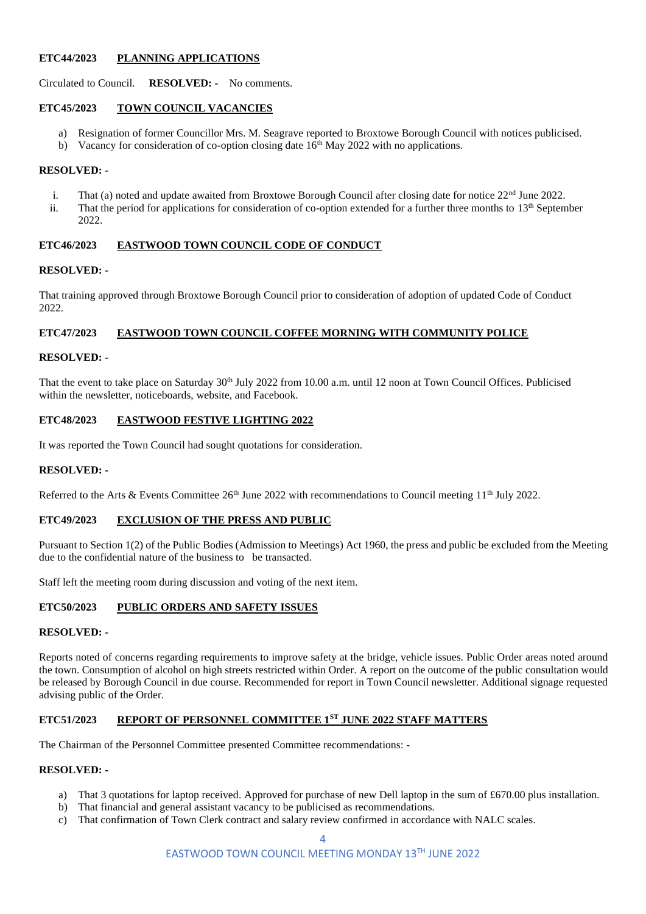**ETC44/2023 PLANNING APPLICATIONS**

Circulated to Council. **RESOLVED: -** No comments.

**ETC45/2023 TOWN COUNCIL VACANCIES**

a) Resignation of former Councillor Mrs. M. Seagrave reported to Broxtowe Borough Council with notices publicised.
b) Vacancy for consideration of co-option closing date 16th May 2022 with no applications.

**RESOLVED: -**

i. That (a) noted and update awaited from Broxtowe Borough Council after closing date for notice 22nd June 2022.
ii. That the period for applications for consideration of co-option extended for a further three months to 13th September 2022.

**ETC46/2023 EASTWOOD TOWN COUNCIL CODE OF CONDUCT**

**RESOLVED: -**

That training approved through Broxtowe Borough Council prior to consideration of adoption of updated Code of Conduct 2022.

**ETC47/2023 EASTWOOD TOWN COUNCIL COFFEE MORNING WITH COMMUNITY POLICE**

**RESOLVED: -**

That the event to take place on Saturday 30th July 2022 from 10.00 a.m. until 12 noon at Town Council Offices. Publicised within the newsletter, noticeboards, website, and Facebook.

**ETC48/2023 EASTWOOD FESTIVE LIGHTING 2022**

It was reported the Town Council had sought quotations for consideration.

**RESOLVED: -**

Referred to the Arts & Events Committee 26th June 2022 with recommendations to Council meeting 11th July 2022.

**ETC49/2023 EXCLUSION OF THE PRESS AND PUBLIC**

Pursuant to Section 1(2) of the Public Bodies (Admission to Meetings) Act 1960, the press and public be excluded from the Meeting due to the confidential nature of the business to be transacted.

Staff left the meeting room during discussion and voting of the next item.

**ETC50/2023 PUBLIC ORDERS AND SAFETY ISSUES**

**RESOLVED: -**

Reports noted of concerns regarding requirements to improve safety at the bridge, vehicle issues. Public Order areas noted around the town. Consumption of alcohol on high streets restricted within Order. A report on the outcome of the public consultation would be released by Borough Council in due course. Recommended for report in Town Council newsletter. Additional signage requested advising public of the Order.

**ETC51/2023 REPORT OF PERSONNEL COMMITTEE 1ST JUNE 2022 STAFF MATTERS**

The Chairman of the Personnel Committee presented Committee recommendations: -

**RESOLVED: -**

a) That 3 quotations for laptop received. Approved for purchase of new Dell laptop in the sum of £670.00 plus installation.
b) That financial and general assistant vacancy to be publicised as recommendations.
c) That confirmation of Town Clerk contract and salary review confirmed in accordance with NALC scales.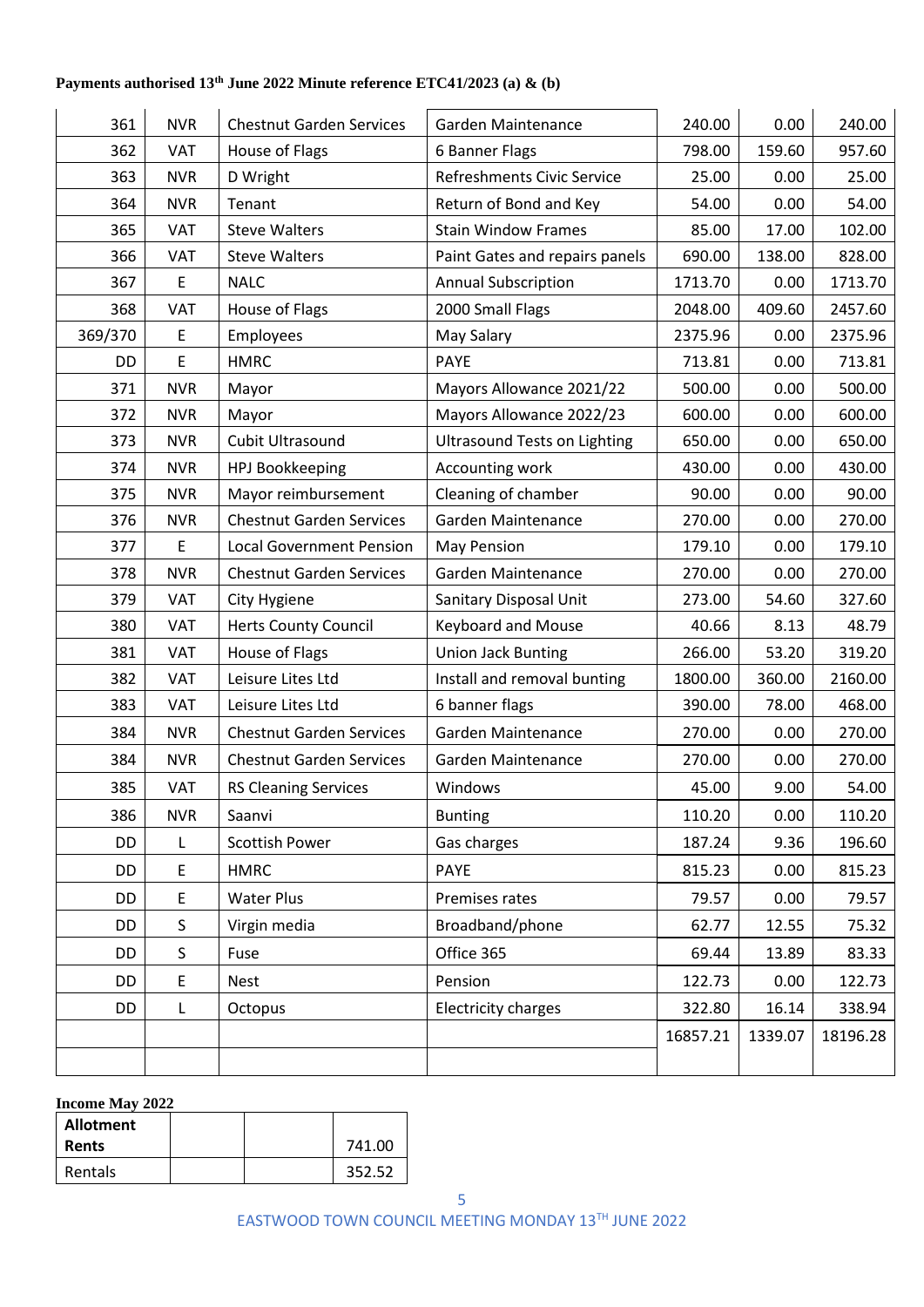**Payments authorised 13th June 2022 Minute reference ETC41/2023 (a) & (b)**

| | | | | | | |
|---|---|---|---|---|---|---|
| 361 | NVR | Chestnut Garden Services | Garden Maintenance | 240.00 | 0.00 | 240.00 |
| 362 | VAT | House of Flags | 6 Banner Flags | 798.00 | 159.60 | 957.60 |
| 363 | NVR | D Wright | Refreshments Civic Service | 25.00 | 0.00 | 25.00 |
| 364 | NVR | Tenant | Return of Bond and Key | 54.00 | 0.00 | 54.00 |
| 365 | VAT | Steve Walters | Stain Window Frames | 85.00 | 17.00 | 102.00 |
| 366 | VAT | Steve Walters | Paint Gates and repairs panels | 690.00 | 138.00 | 828.00 |
| 367 | E | NALC | Annual Subscription | 1713.70 | 0.00 | 1713.70 |
| 368 | VAT | House of Flags | 2000 Small Flags | 2048.00 | 409.60 | 2457.60 |
| 369/370 | E | Employees | May Salary | 2375.96 | 0.00 | 2375.96 |
| DD | E | HMRC | PAYE | 713.81 | 0.00 | 713.81 |
| 371 | NVR | Mayor | Mayors Allowance 2021/22 | 500.00 | 0.00 | 500.00 |
| 372 | NVR | Mayor | Mayors Allowance 2022/23 | 600.00 | 0.00 | 600.00 |
| 373 | NVR | Cubit Ultrasound | Ultrasound Tests on Lighting | 650.00 | 0.00 | 650.00 |
| 374 | NVR | HPJ Bookkeeping | Accounting work | 430.00 | 0.00 | 430.00 |
| 375 | NVR | Mayor reimbursement | Cleaning of chamber | 90.00 | 0.00 | 90.00 |
| 376 | NVR | Chestnut Garden Services | Garden Maintenance | 270.00 | 0.00 | 270.00 |
| 377 | E | Local Government Pension | May Pension | 179.10 | 0.00 | 179.10 |
| 378 | NVR | Chestnut Garden Services | Garden Maintenance | 270.00 | 0.00 | 270.00 |
| 379 | VAT | City Hygiene | Sanitary Disposal Unit | 273.00 | 54.60 | 327.60 |
| 380 | VAT | Herts County Council | Keyboard and Mouse | 40.66 | 8.13 | 48.79 |
| 381 | VAT | House of Flags | Union Jack Bunting | 266.00 | 53.20 | 319.20 |
| 382 | VAT | Leisure Lites Ltd | Install and removal bunting | 1800.00 | 360.00 | 2160.00 |
| 383 | VAT | Leisure Lites Ltd | 6 banner flags | 390.00 | 78.00 | 468.00 |
| 384 | NVR | Chestnut Garden Services | Garden Maintenance | 270.00 | 0.00 | 270.00 |
| 384 | NVR | Chestnut Garden Services | Garden Maintenance | 270.00 | 0.00 | 270.00 |
| 385 | VAT | RS Cleaning Services | Windows | 45.00 | 9.00 | 54.00 |
| 386 | NVR | Saanvi | Bunting | 110.20 | 0.00 | 110.20 |
| DD | L | Scottish Power | Gas charges | 187.24 | 9.36 | 196.60 |
| DD | E | HMRC | PAYE | 815.23 | 0.00 | 815.23 |
| DD | E | Water Plus | Premises rates | 79.57 | 0.00 | 79.57 |
| DD | S | Virgin media | Broadband/phone | 62.77 | 12.55 | 75.32 |
| DD | S | Fuse | Office 365 | 69.44 | 13.89 | 83.33 |
| DD | E | Nest | Pension | 122.73 | 0.00 | 122.73 |
| DD | L | Octopus | Electricity charges | 322.80 | 16.14 | 338.94 |
| | | | | 16857.21 | 1339.07 | 18196.28 |
| | | | | | | |

**Income May 2022**

| | | | |
|---|---|---|---|
| **Allotment Rents** | | | 741.00 |
| Rentals | | | 352.52 |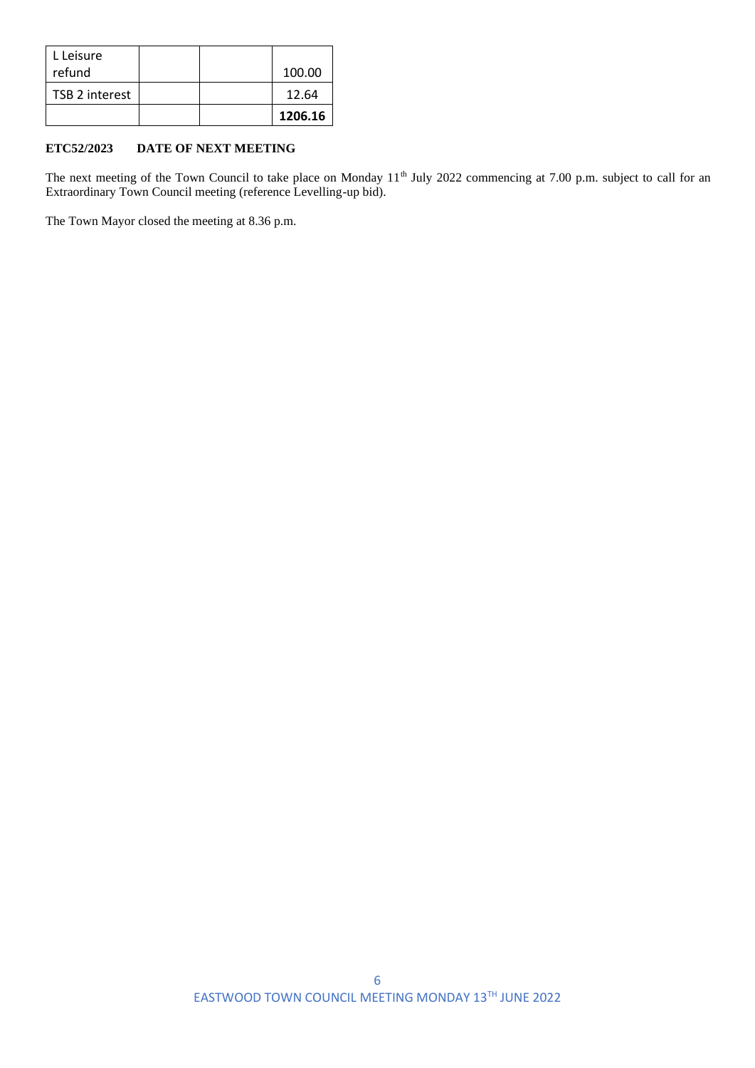| | | | |
|---|---|---|---|
| L Leisure refund | | | 100.00 |
| TSB 2 interest | | | 12.64 |
| | | | **1206.16** |

**ETC52/2023 DATE OF NEXT MEETING**

The next meeting of the Town Council to take place on Monday 11th July 2022 commencing at 7.00 p.m. subject to call for an Extraordinary Town Council meeting (reference Levelling-up bid).

The Town Mayor closed the meeting at 8.36 p.m.